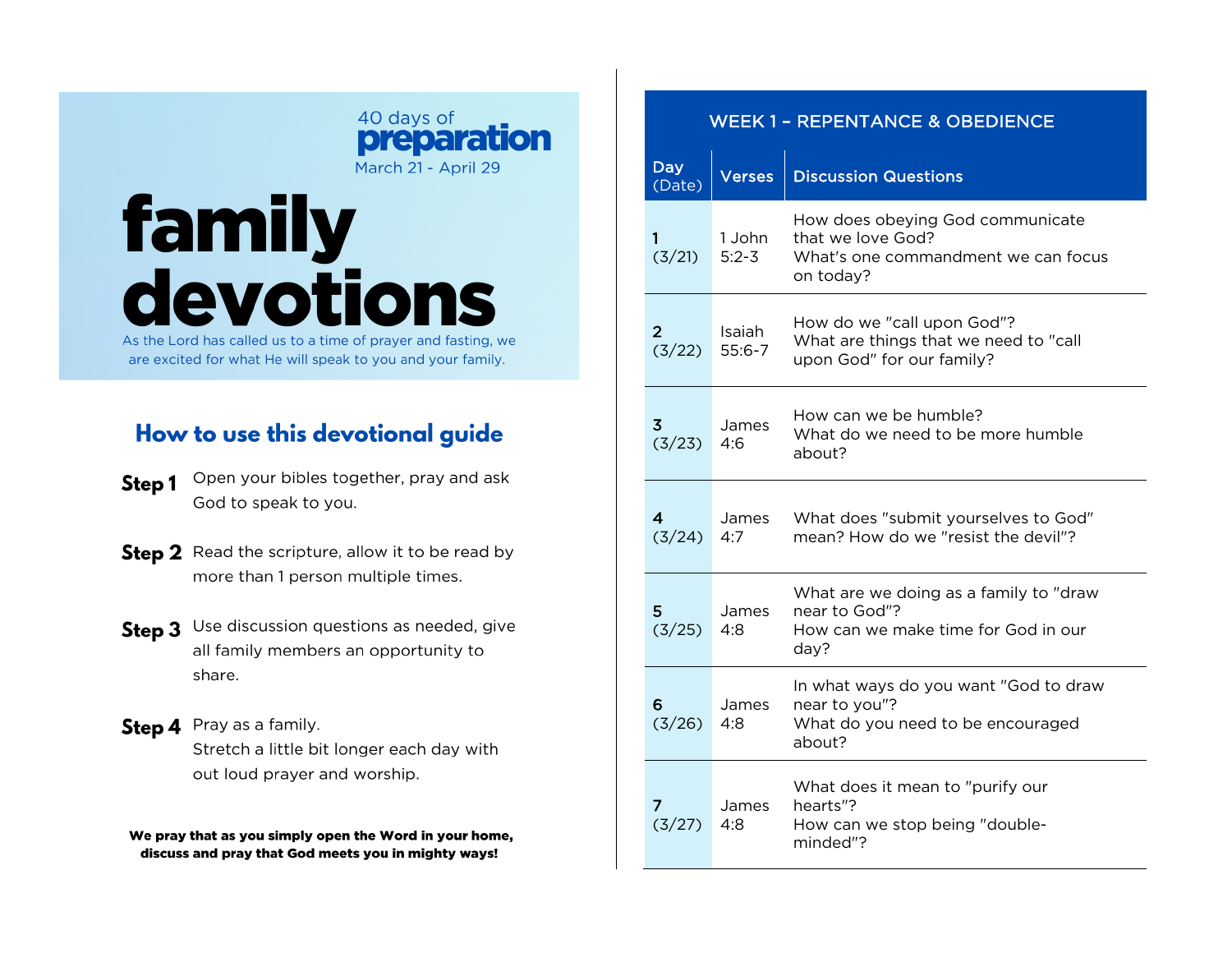40 days of **preparation**

March 21 - April 29

# family devotions

As the Lord has called us to a time of prayer and fasting, we are excited for what He will speak to you and your family.

## How to use this devotional guide

**Step 1** Open your bibles together, pray and ask God to speak to you.

**Step 2** Read the scripture, allow it to be read by more than 1 person multiple times.

**Step 3** Use discussion questions as needed, give all family members an opportunity to share.

**Step 4** Pray as a family.
Stretch a little bit longer each day with out loud prayer and worship.

**We pray that as you simply open the Word in your home, discuss and pray that God meets you in mighty ways!**

## WEEK 1 – REPENTANCE & OBEDIENCE

| Day (Date) | Verses | Discussion Questions |
|---|---|---|
| **1** (3/21) | 1 John 5:2-3 | How does obeying God communicate that we love God? What's one commandment we can focus on today? |
| **2** (3/22) | Isaiah 55:6-7 | How do we "call upon God"? What are things that we need to "call upon God" for our family? |
| **3** (3/23) | James 4:6 | How can we be humble? What do we need to be more humble about? |
| **4** (3/24) | James 4:7 | What does "submit yourselves to God" mean? How do we "resist the devil"? |
| **5** (3/25) | James 4:8 | What are we doing as a family to "draw near to God"? How can we make time for God in our day? |
| **6** (3/26) | James 4:8 | In what ways do you want "God to draw near to you"? What do you need to be encouraged about? |
| **7** (3/27) | James 4:8 | What does it mean to "purify our hearts"? How can we stop being "double-minded"? |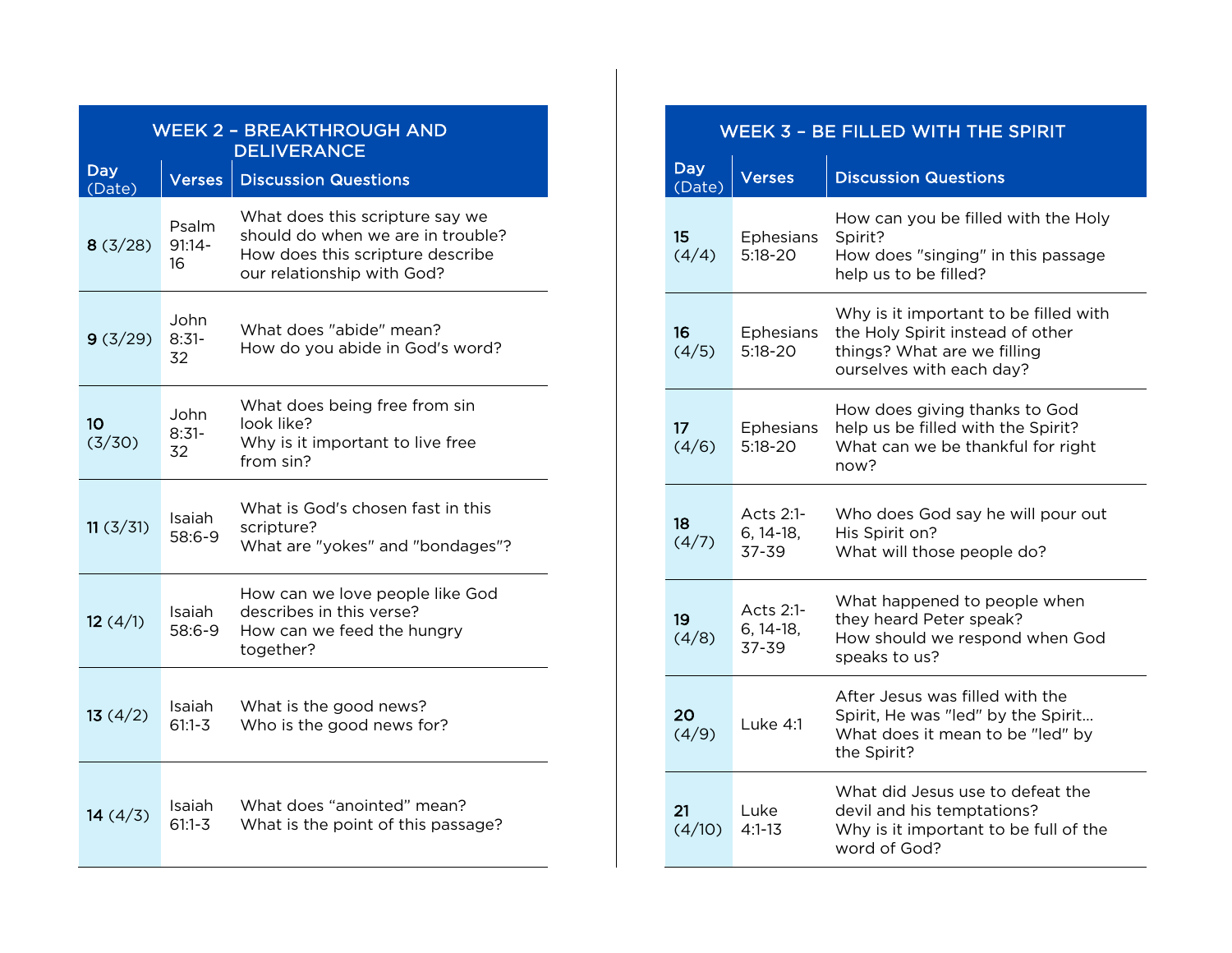## WEEK 2 – BREAKTHROUGH AND DELIVERANCE

| Day (Date) | Verses | Discussion Questions |
| --- | --- | --- |
| **8** (3/28) | Psalm 91:14-16 | What does this scripture say we should do when we are in trouble? How does this scripture describe our relationship with God? |
| **9** (3/29) | John 8:31-32 | What does "abide" mean? How do you abide in God's word? |
| **10** (3/30) | John 8:31-32 | What does being free from sin look like? Why is it important to live free from sin? |
| **11** (3/31) | Isaiah 58:6-9 | What is God's chosen fast in this scripture? What are "yokes" and "bondages"? |
| **12** (4/1) | Isaiah 58:6-9 | How can we love people like God describes in this verse? How can we feed the hungry together? |
| **13** (4/2) | Isaiah 61:1-3 | What is the good news? Who is the good news for? |
| **14** (4/3) | Isaiah 61:1-3 | What does "anointed" mean? What is the point of this passage? |

## WEEK 3 – BE FILLED WITH THE SPIRIT

| Day (Date) | Verses | Discussion Questions |
| --- | --- | --- |
| **15** (4/4) | Ephesians 5:18-20 | How can you be filled with the Holy Spirit? How does "singing" in this passage help us to be filled? |
| **16** (4/5) | Ephesians 5:18-20 | Why is it important to be filled with the Holy Spirit instead of other things? What are we filling ourselves with each day? |
| **17** (4/6) | Ephesians 5:18-20 | How does giving thanks to God help us be filled with the Spirit? What can we be thankful for right now? |
| **18** (4/7) | Acts 2:1-6, 14-18, 37-39 | Who does God say he will pour out His Spirit on? What will those people do? |
| **19** (4/8) | Acts 2:1-6, 14-18, 37-39 | What happened to people when they heard Peter speak? How should we respond when God speaks to us? |
| **20** (4/9) | Luke 4:1 | After Jesus was filled with the Spirit, He was "led" by the Spirit... What does it mean to be "led" by the Spirit? |
| **21** (4/10) | Luke 4:1-13 | What did Jesus use to defeat the devil and his temptations? Why is it important to be full of the word of God? |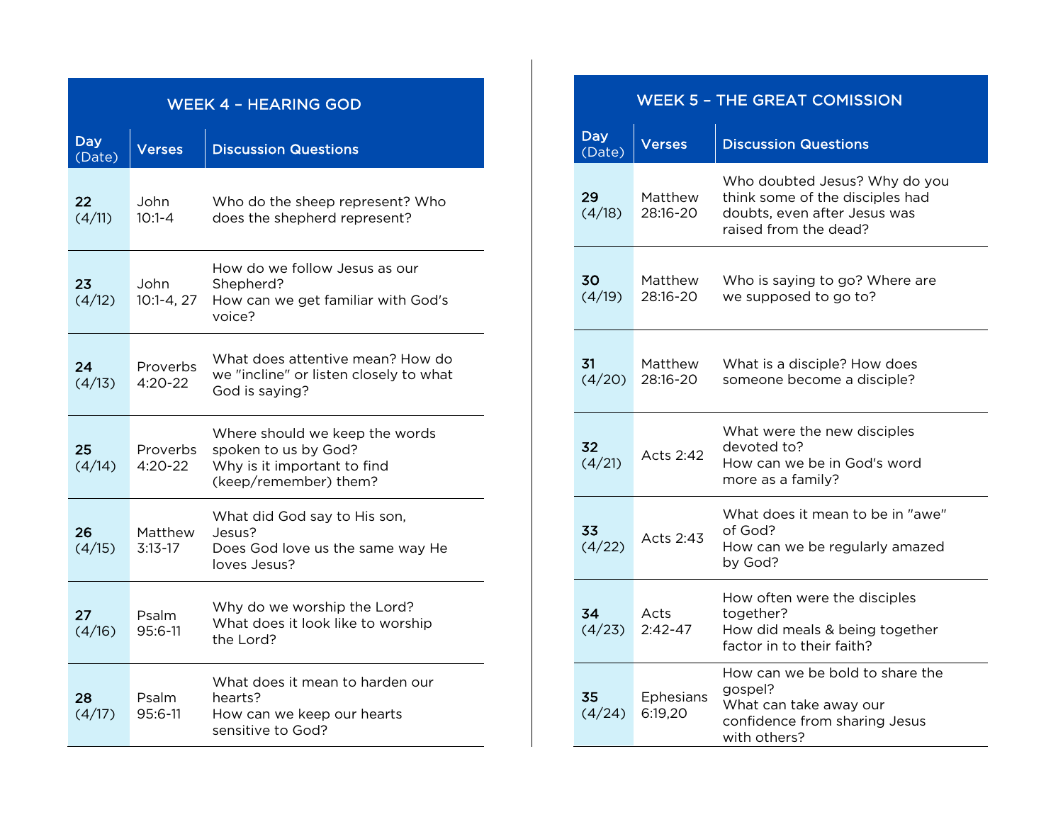## WEEK 4 – HEARING GOD

| Day (Date) | Verses | Discussion Questions |
|---|---|---|
| **22** (4/11) | John 10:1-4 | Who do the sheep represent? Who does the shepherd represent? |
| **23** (4/12) | John 10:1-4, 27 | How do we follow Jesus as our Shepherd? How can we get familiar with God's voice? |
| **24** (4/13) | Proverbs 4:20-22 | What does attentive mean? How do we "incline" or listen closely to what God is saying? |
| **25** (4/14) | Proverbs 4:20-22 | Where should we keep the words spoken to us by God? Why is it important to find (keep/remember) them? |
| **26** (4/15) | Matthew 3:13-17 | What did God say to His son, Jesus? Does God love us the same way He loves Jesus? |
| **27** (4/16) | Psalm 95:6-11 | Why do we worship the Lord? What does it look like to worship the Lord? |
| **28** (4/17) | Psalm 95:6-11 | What does it mean to harden our hearts? How can we keep our hearts sensitive to God? |

## WEEK 5 – THE GREAT COMISSION

| Day (Date) | Verses | Discussion Questions |
|---|---|---|
| **29** (4/18) | Matthew 28:16-20 | Who doubted Jesus? Why do you think some of the disciples had doubts, even after Jesus was raised from the dead? |
| **30** (4/19) | Matthew 28:16-20 | Who is saying to go? Where are we supposed to go to? |
| **31** (4/20) | Matthew 28:16-20 | What is a disciple? How does someone become a disciple? |
| **32** (4/21) | Acts 2:42 | What were the new disciples devoted to? How can we be in God's word more as a family? |
| **33** (4/22) | Acts 2:43 | What does it mean to be in "awe" of God? How can we be regularly amazed by God? |
| **34** (4/23) | Acts 2:42-47 | How often were the disciples together? How did meals & being together factor in to their faith? |
| **35** (4/24) | Ephesians 6:19,20 | How can we be bold to share the gospel? What can take away our confidence from sharing Jesus with others? |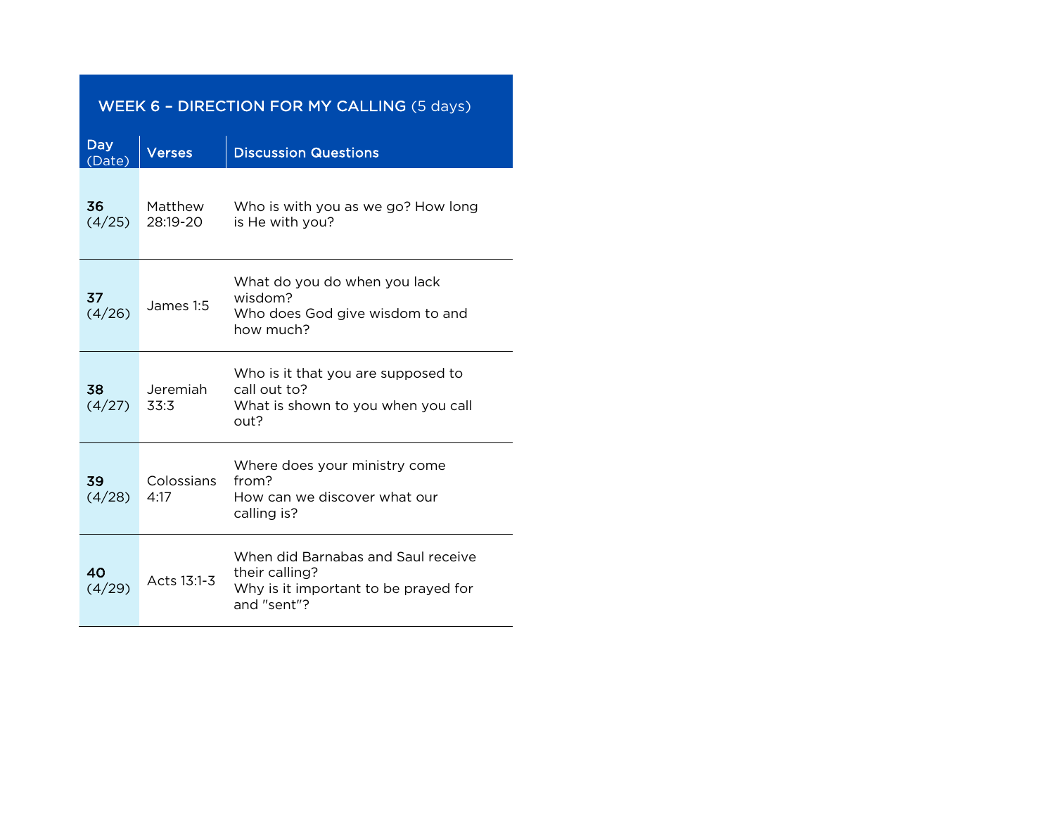## WEEK 6 – DIRECTION FOR MY CALLING (5 days)

| Day (Date) | Verses | Discussion Questions |
| --- | --- | --- |
| **36** (4/25) | Matthew 28:19-20 | Who is with you as we go? How long is He with you? |
| **37** (4/26) | James 1:5 | What do you do when you lack wisdom?<br>Who does God give wisdom to and how much? |
| **38** (4/27) | Jeremiah 33:3 | Who is it that you are supposed to call out to?<br>What is shown to you when you call out? |
| **39** (4/28) | Colossians 4:17 | Where does your ministry come from?<br>How can we discover what our calling is? |
| **40** (4/29) | Acts 13:1-3 | When did Barnabas and Saul receive their calling?<br>Why is it important to be prayed for and "sent"? |